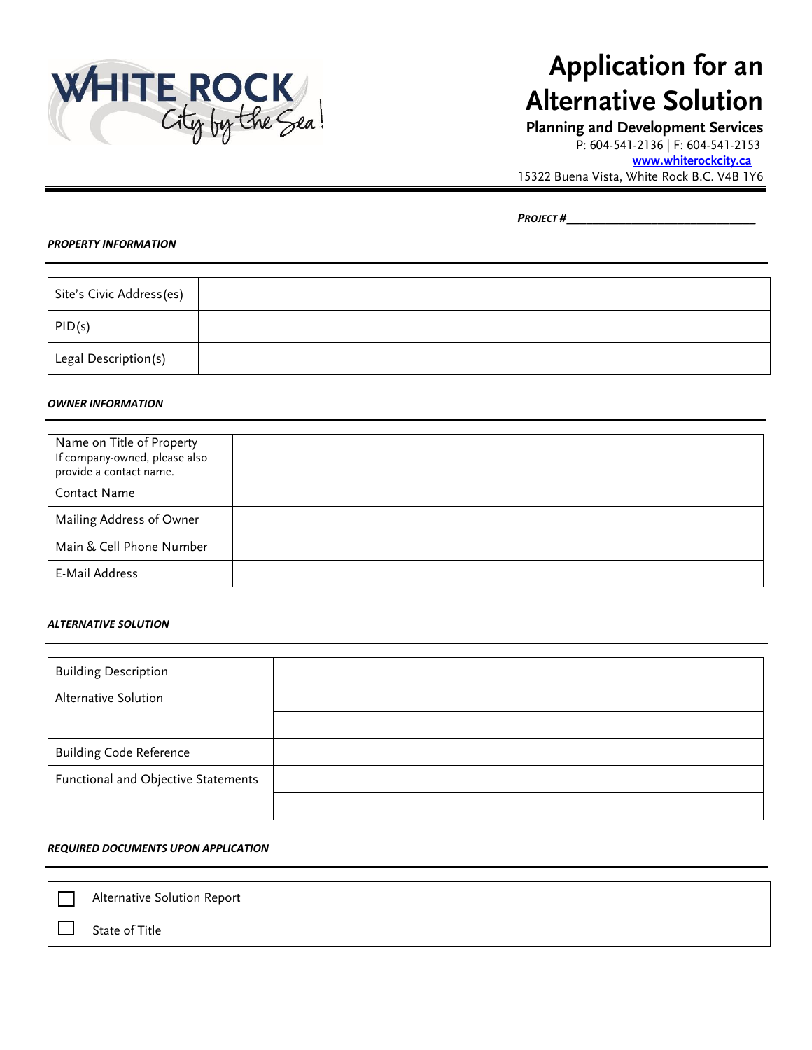WHITE ROCK City by the Sea!

# Application for an Alternative Solution

**Planning and Development Services**

P: 604-541-2136 | F: 604-541-2153

**www.whiterockcity.ca**

15322 Buena Vista, White Rock B.C. V4B 1Y6

***PROJECT #***______________________________

***PROPERTY INFORMATION***

| | |
|---|---|
| Site's Civic Address(es) | |
| PID(s) | |
| Legal Description(s) | |

***OWNER INFORMATION***

| | |
|---|---|
| Name on Title of Property<br>If company-owned, please also provide a contact name. | |
| Contact Name | |
| Mailing Address of Owner | |
| Main & Cell Phone Number | |
| E-Mail Address | |

***ALTERNATIVE SOLUTION***

| | |
|---|---|
| Building Description | |
| Alternative Solution | |
| | |
| Building Code Reference | |
| Functional and Objective Statements | |
| | |

***REQUIRED DOCUMENTS UPON APPLICATION***

| | |
|---|---|
| ☐ | Alternative Solution Report |
| ☐ | State of Title |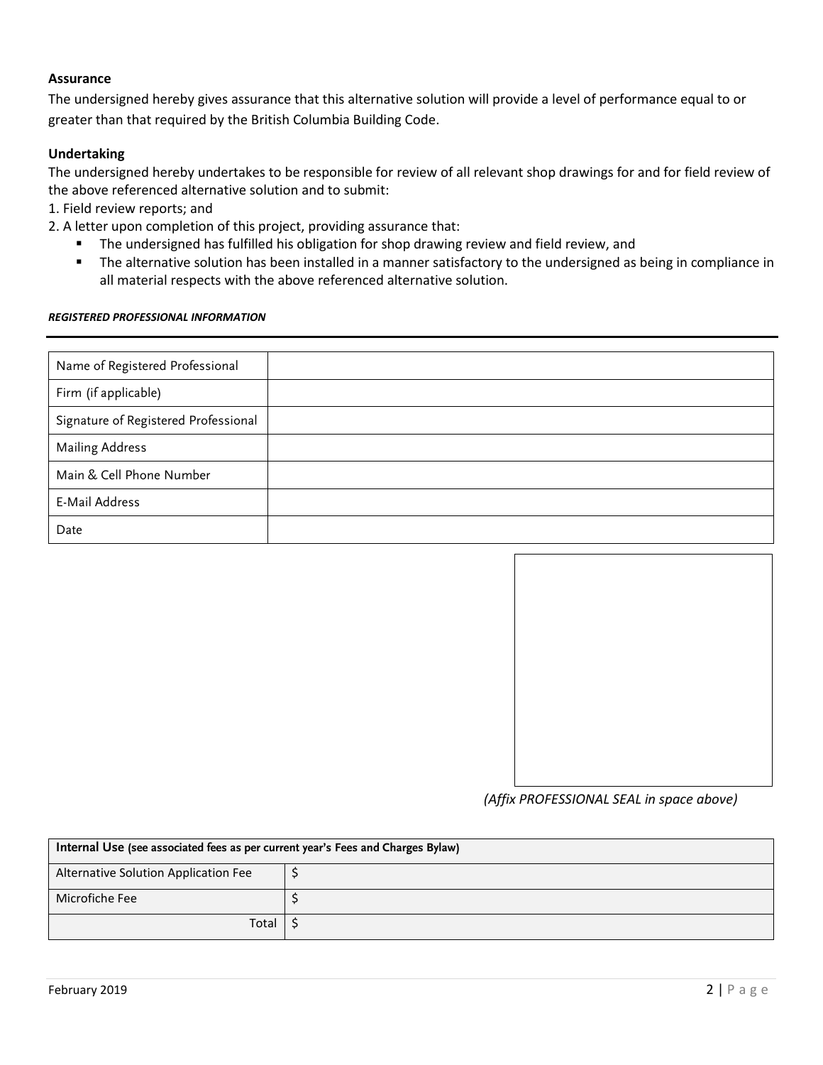**Assurance**

The undersigned hereby gives assurance that this alternative solution will provide a level of performance equal to or greater than that required by the British Columbia Building Code.

**Undertaking**

The undersigned hereby undertakes to be responsible for review of all relevant shop drawings for and for field review of the above referenced alternative solution and to submit:

1. Field review reports; and
2. A letter upon completion of this project, providing assurance that:
   - The undersigned has fulfilled his obligation for shop drawing review and field review, and
   - The alternative solution has been installed in a manner satisfactory to the undersigned as being in compliance in all material respects with the above referenced alternative solution.

***REGISTERED PROFESSIONAL INFORMATION***

| | |
|---|---|
| Name of Registered Professional | |
| Firm (if applicable) | |
| Signature of Registered Professional | |
| Mailing Address | |
| Main & Cell Phone Number | |
| E-Mail Address | |
| Date | |

*(Affix PROFESSIONAL SEAL in space above)*

| **Internal Use** (see associated fees as per current year's Fees and Charges Bylaw) | |
|---|---|
| Alternative Solution Application Fee | $ |
| Microfiche Fee | $ |
| Total | $ |